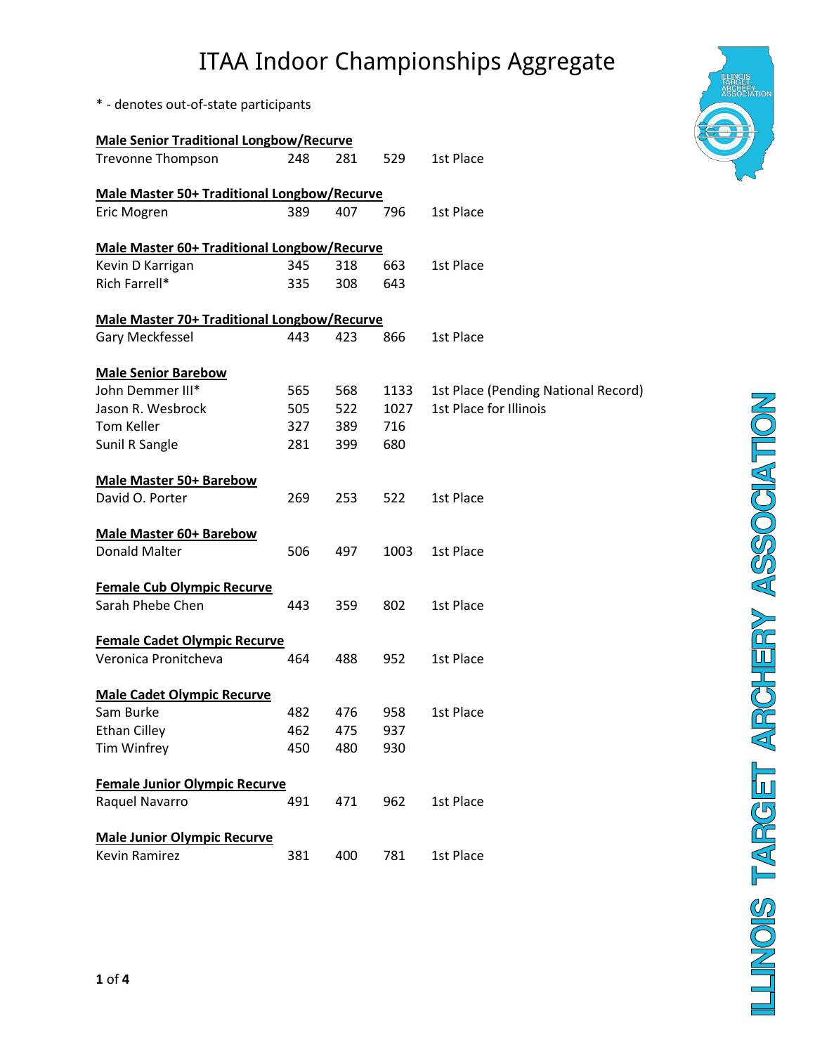# ITAA Indoor Championships Aggregate

* - denotes out-of-state participants

**Male Senior Traditional Longbow/Recurve**

| | | | | |
|---|---|---|---|---|
| Trevonne Thompson | 248 | 281 | 529 | 1st Place |

**Male Master 50+ Traditional Longbow/Recurve**

| | | | | |
|---|---|---|---|---|
| Eric Mogren | 389 | 407 | 796 | 1st Place |

**Male Master 60+ Traditional Longbow/Recurve**

| | | | | |
|---|---|---|---|---|
| Kevin D Karrigan | 345 | 318 | 663 | 1st Place |
| Rich Farrell* | 335 | 308 | 643 | |

**Male Master 70+ Traditional Longbow/Recurve**

| | | | | |
|---|---|---|---|---|
| Gary Meckfessel | 443 | 423 | 866 | 1st Place |

**Male Senior Barebow**

| | | | | |
|---|---|---|---|---|
| John Demmer III* | 565 | 568 | 1133 | 1st Place (Pending National Record) |
| Jason R. Wesbrock | 505 | 522 | 1027 | 1st Place for Illinois |
| Tom Keller | 327 | 389 | 716 | |
| Sunil R Sangle | 281 | 399 | 680 | |

**Male Master 50+ Barebow**

| | | | | |
|---|---|---|---|---|
| David O. Porter | 269 | 253 | 522 | 1st Place |

**Male Master 60+ Barebow**

| | | | | |
|---|---|---|---|---|
| Donald Malter | 506 | 497 | 1003 | 1st Place |

**Female Cub Olympic Recurve**

| | | | | |
|---|---|---|---|---|
| Sarah Phebe Chen | 443 | 359 | 802 | 1st Place |

**Female Cadet Olympic Recurve**

| | | | | |
|---|---|---|---|---|
| Veronica Pronitcheva | 464 | 488 | 952 | 1st Place |

**Male Cadet Olympic Recurve**

| | | | | |
|---|---|---|---|---|
| Sam Burke | 482 | 476 | 958 | 1st Place |
| Ethan Cilley | 462 | 475 | 937 | |
| Tim Winfrey | 450 | 480 | 930 | |

**Female Junior Olympic Recurve**

| | | | | |
|---|---|---|---|---|
| Raquel Navarro | 491 | 471 | 962 | 1st Place |

**Male Junior Olympic Recurve**

| | | | | |
|---|---|---|---|---|
| Kevin Ramirez | 381 | 400 | 781 | 1st Place |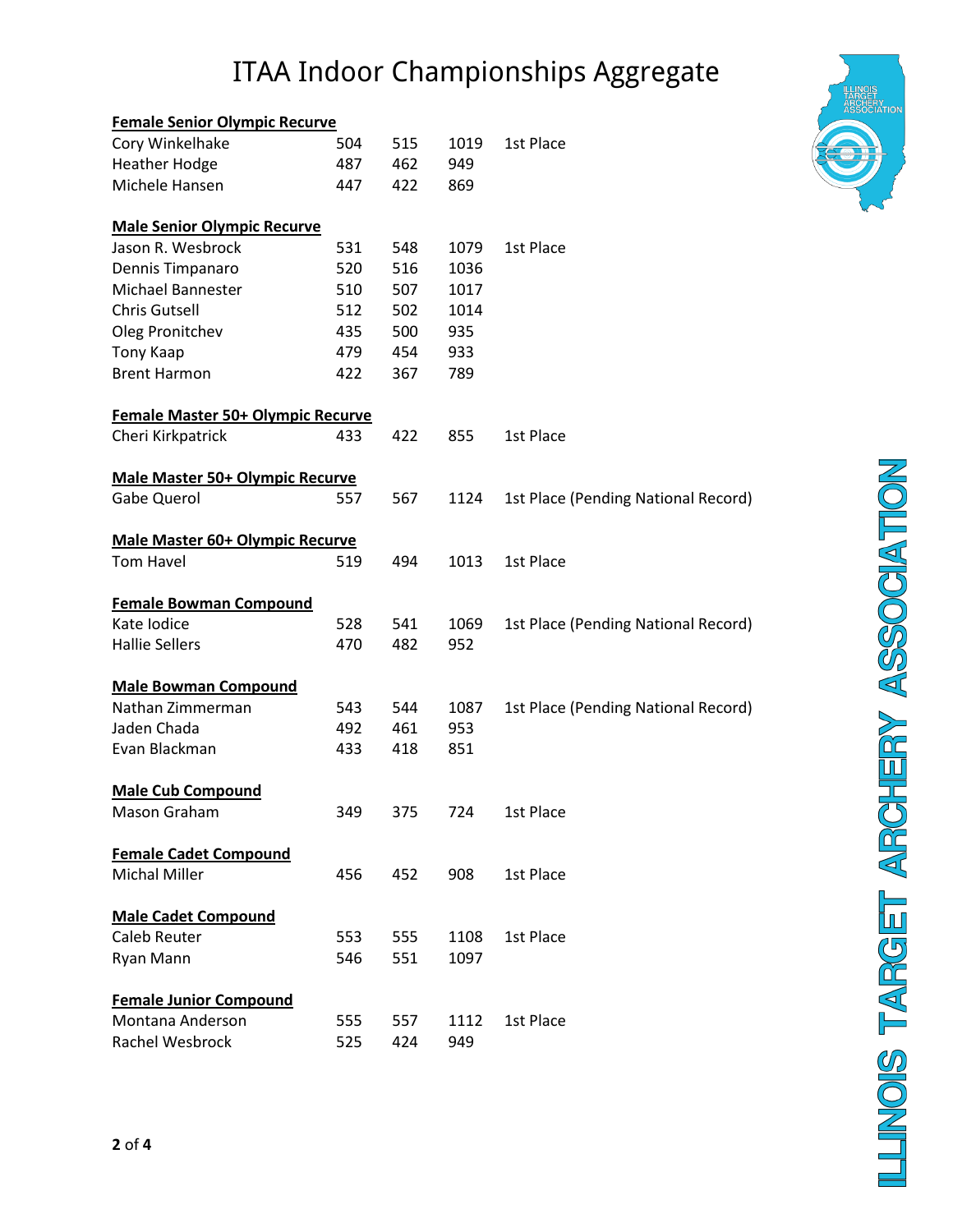# ITAA Indoor Championships Aggregate

**Female Senior Olympic Recurve**

| | | | | |
|---|---|---|---|---|
| Cory Winkelhake | 504 | 515 | 1019 | 1st Place |
| Heather Hodge | 487 | 462 | 949 | |
| Michele Hansen | 447 | 422 | 869 | |

**Male Senior Olympic Recurve**

| | | | | |
|---|---|---|---|---|
| Jason R. Wesbrock | 531 | 548 | 1079 | 1st Place |
| Dennis Timpanaro | 520 | 516 | 1036 | |
| Michael Bannester | 510 | 507 | 1017 | |
| Chris Gutsell | 512 | 502 | 1014 | |
| Oleg Pronitchev | 435 | 500 | 935 | |
| Tony Kaap | 479 | 454 | 933 | |
| Brent Harmon | 422 | 367 | 789 | |

**Female Master 50+ Olympic Recurve**

| | | | | |
|---|---|---|---|---|
| Cheri Kirkpatrick | 433 | 422 | 855 | 1st Place |

**Male Master 50+ Olympic Recurve**

| | | | | |
|---|---|---|---|---|
| Gabe Querol | 557 | 567 | 1124 | 1st Place (Pending National Record) |

**Male Master 60+ Olympic Recurve**

| | | | | |
|---|---|---|---|---|
| Tom Havel | 519 | 494 | 1013 | 1st Place |

**Female Bowman Compound**

| | | | | |
|---|---|---|---|---|
| Kate Iodice | 528 | 541 | 1069 | 1st Place (Pending National Record) |
| Hallie Sellers | 470 | 482 | 952 | |

**Male Bowman Compound**

| | | | | |
|---|---|---|---|---|
| Nathan Zimmerman | 543 | 544 | 1087 | 1st Place (Pending National Record) |
| Jaden Chada | 492 | 461 | 953 | |
| Evan Blackman | 433 | 418 | 851 | |

**Male Cub Compound**

| | | | | |
|---|---|---|---|---|
| Mason Graham | 349 | 375 | 724 | 1st Place |

**Female Cadet Compound**

| | | | | |
|---|---|---|---|---|
| Michal Miller | 456 | 452 | 908 | 1st Place |

**Male Cadet Compound**

| | | | | |
|---|---|---|---|---|
| Caleb Reuter | 553 | 555 | 1108 | 1st Place |
| Ryan Mann | 546 | 551 | 1097 | |

**Female Junior Compound**

| | | | | |
|---|---|---|---|---|
| Montana Anderson | 555 | 557 | 1112 | 1st Place |
| Rachel Wesbrock | 525 | 424 | 949 | |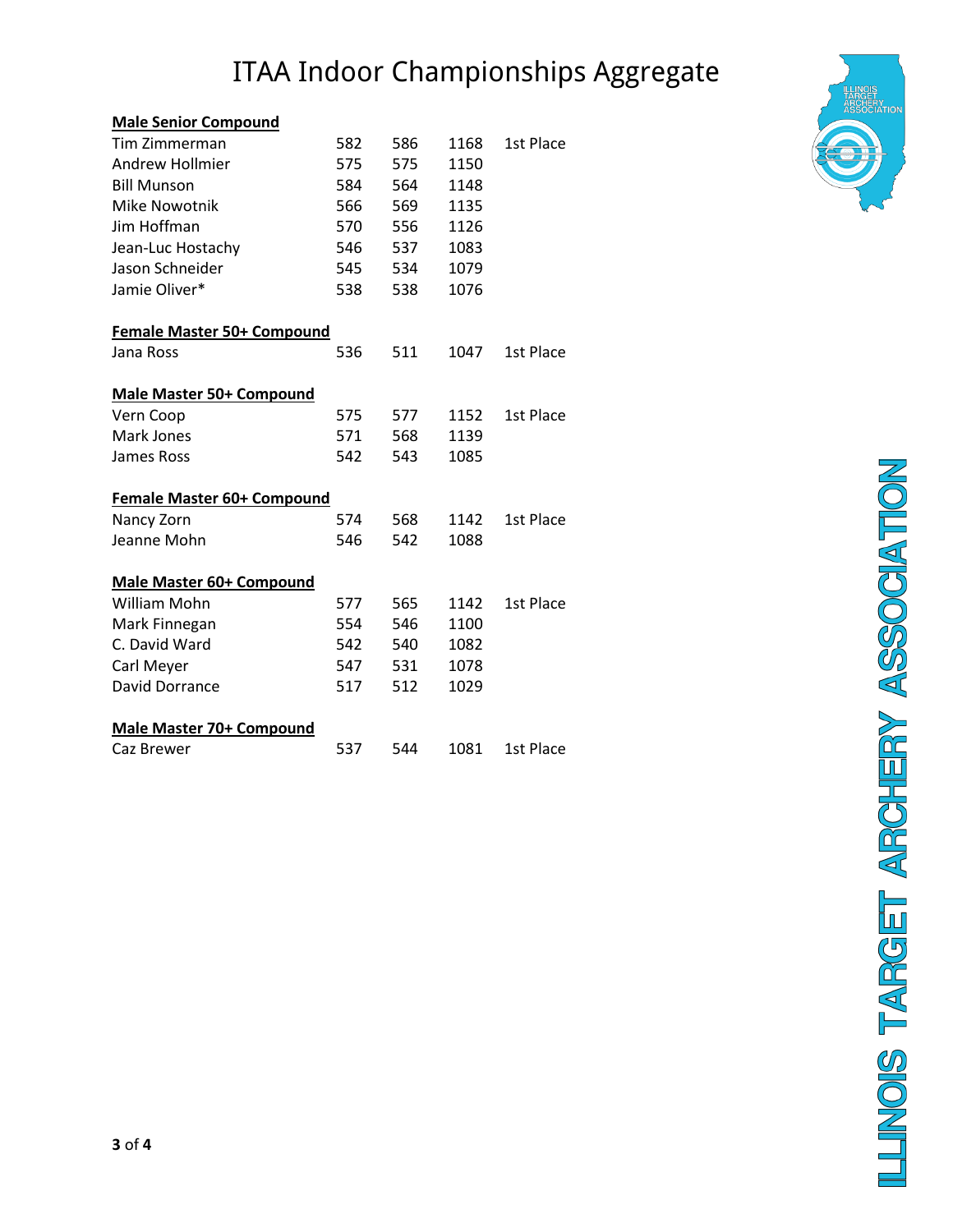# ITAA Indoor Championships Aggregate

**Male Senior Compound**

| | | | | |
|---|---|---|---|---|
| Tim Zimmerman | 582 | 586 | 1168 | 1st Place |
| Andrew Hollmier | 575 | 575 | 1150 | |
| Bill Munson | 584 | 564 | 1148 | |
| Mike Nowotnik | 566 | 569 | 1135 | |
| Jim Hoffman | 570 | 556 | 1126 | |
| Jean-Luc Hostachy | 546 | 537 | 1083 | |
| Jason Schneider | 545 | 534 | 1079 | |
| Jamie Oliver* | 538 | 538 | 1076 | |

**Female Master 50+ Compound**

| | | | | |
|---|---|---|---|---|
| Jana Ross | 536 | 511 | 1047 | 1st Place |

**Male Master 50+ Compound**

| | | | | |
|---|---|---|---|---|
| Vern Coop | 575 | 577 | 1152 | 1st Place |
| Mark Jones | 571 | 568 | 1139 | |
| James Ross | 542 | 543 | 1085 | |

**Female Master 60+ Compound**

| | | | | |
|---|---|---|---|---|
| Nancy Zorn | 574 | 568 | 1142 | 1st Place |
| Jeanne Mohn | 546 | 542 | 1088 | |

**Male Master 60+ Compound**

| | | | | |
|---|---|---|---|---|
| William Mohn | 577 | 565 | 1142 | 1st Place |
| Mark Finnegan | 554 | 546 | 1100 | |
| C. David Ward | 542 | 540 | 1082 | |
| Carl Meyer | 547 | 531 | 1078 | |
| David Dorrance | 517 | 512 | 1029 | |

**Male Master 70+ Compound**

| | | | | |
|---|---|---|---|---|
| Caz Brewer | 537 | 544 | 1081 | 1st Place |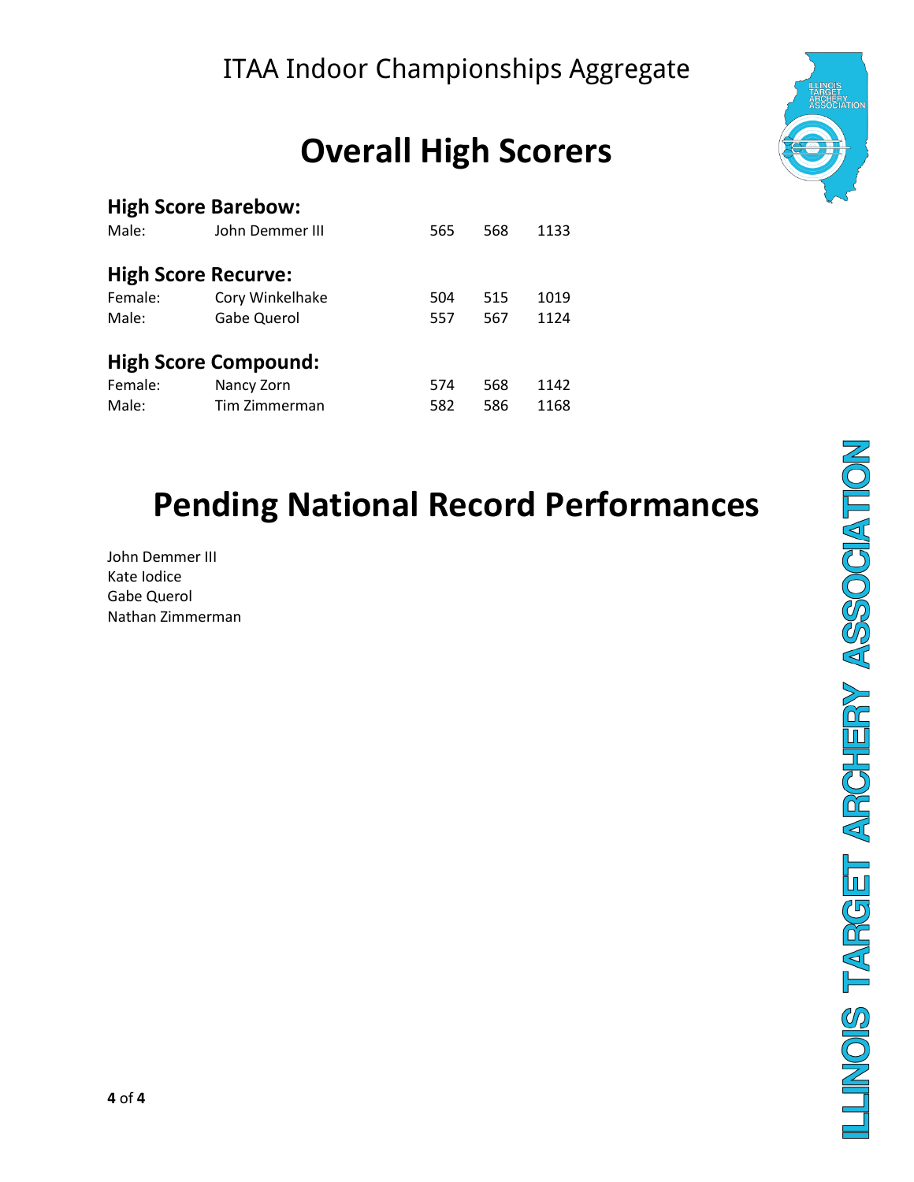ITAA Indoor Championships Aggregate

# Overall High Scorers

### High Score Barebow:

| | | | | |
|---|---|---|---|---|
| Male: | John Demmer III | 565 | 568 | 1133 |

### High Score Recurve:

| | | | | |
|---|---|---|---|---|
| Female: | Cory Winkelhake | 504 | 515 | 1019 |
| Male: | Gabe Querol | 557 | 567 | 1124 |

### High Score Compound:

| | | | | |
|---|---|---|---|---|
| Female: | Nancy Zorn | 574 | 568 | 1142 |
| Male: | Tim Zimmerman | 582 | 586 | 1168 |

# Pending National Record Performances

John Demmer III
Kate Iodice
Gabe Querol
Nathan Zimmerman